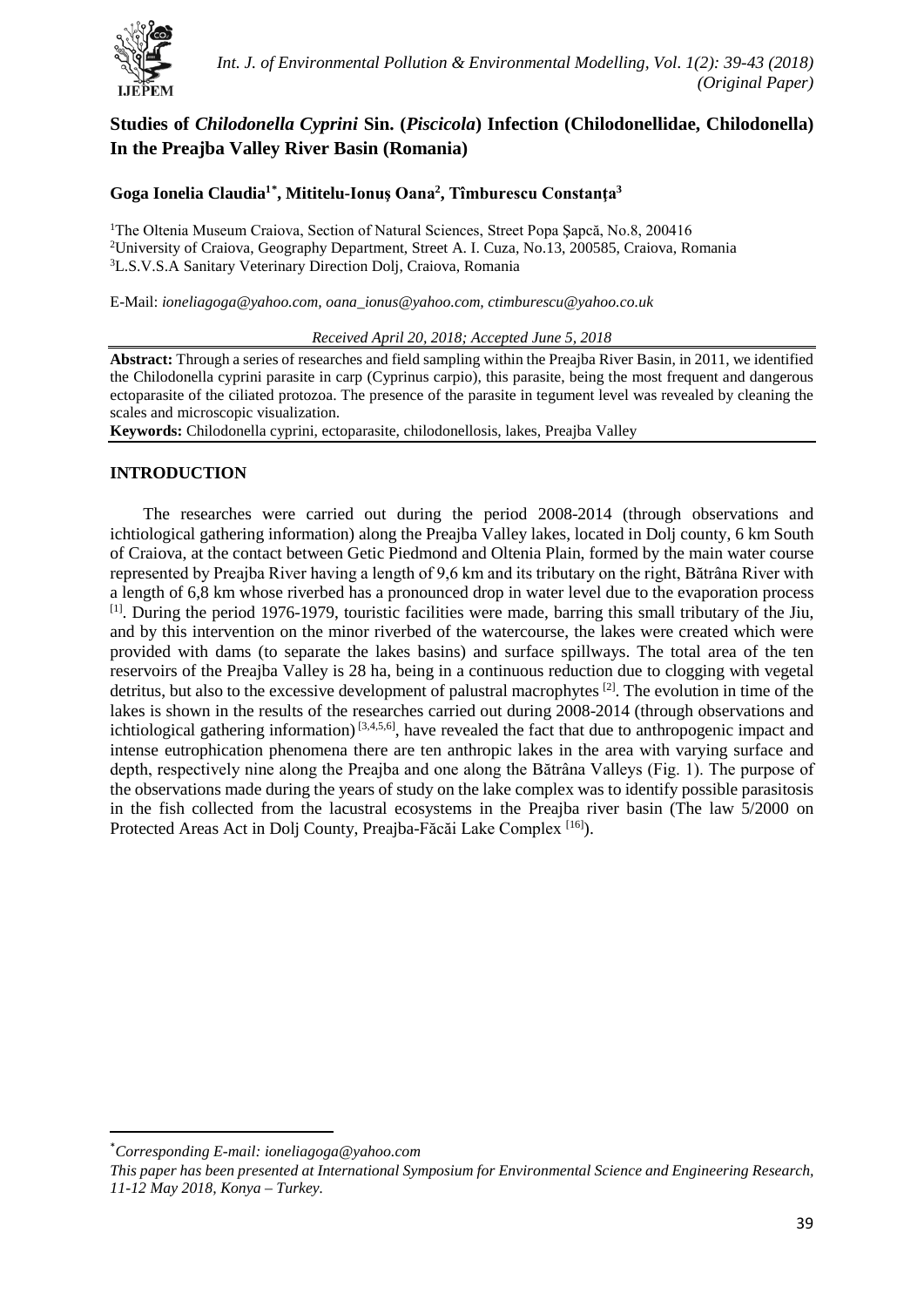# Studies of *Chilodonella Cyprini* Sin. (*Piscicola*) Infection (Chilodonellidae, Chilodonella) In the Preajba Valley River Basin (Romania)

**Goga Ionelia Claudia[1*], Mititelu-Ionuş Oana[2], Tîmburescu Constanţa[3]**

[1]The Oltenia Museum Craiova, Section of Natural Sciences, Street Popa Şapcă, No.8, 200416
[2]University of Craiova, Geography Department, Street A. I. Cuza, No.13, 200585, Craiova, Romania
[3]L.S.V.S.A Sanitary Veterinary Direction Dolj, Craiova, Romania

E-Mail: *ioneliagoga@yahoo.com, oana_ionus@yahoo.com, ctimburescu@yahoo.co.uk*

*Received April 20, 2018; Accepted June 5, 2018*

**Abstract:** Through a series of researches and field sampling within the Preajba River Basin, in 2011, we identified the Chilodonella cyprini parasite in carp (Cyprinus carpio), this parasite, being the most frequent and dangerous ectoparasite of the ciliated protozoa. The presence of the parasite in tegument level was revealed by cleaning the scales and microscopic visualization.

**Keywords:** Chilodonella cyprini, ectoparasite, chilodonellosis, lakes, Preajba Valley

## INTRODUCTION

The researches were carried out during the period 2008-2014 (through observations and ichtiological gathering information) along the Preajba Valley lakes, located in Dolj county, 6 km South of Craiova, at the contact between Getic Piedmond and Oltenia Plain, formed by the main water course represented by Preajba River having a length of 9,6 km and its tributary on the right, Bătrâna River with a length of 6,8 km whose riverbed has a pronounced drop in water level due to the evaporation process [1]. During the period 1976-1979, touristic facilities were made, barring this small tributary of the Jiu, and by this intervention on the minor riverbed of the watercourse, the lakes were created which were provided with dams (to separate the lakes basins) and surface spillways. The total area of the ten reservoirs of the Preajba Valley is 28 ha, being in a continuous reduction due to clogging with vegetal detritus, but also to the excessive development of palustral macrophytes [2]. The evolution in time of the lakes is shown in the results of the researches carried out during 2008-2014 (through observations and ichtiological gathering information) [3,4,5,6], have revealed the fact that due to anthropogenic impact and intense eutrophication phenomena there are ten anthropic lakes in the area with varying surface and depth, respectively nine along the Preajba and one along the Bătrâna Valleys (Fig. 1). The purpose of the observations made during the years of study on the lake complex was to identify possible parasitosis in the fish collected from the lacustral ecosystems in the Preajba river basin (The law 5/2000 on Protected Areas Act in Dolj County, Preajba-Făcăi Lake Complex [16]).

---

*Corresponding E-mail: ioneliagoga@yahoo.com*

*This paper has been presented at International Symposium for Environmental Science and Engineering Research, 11-12 May 2018, Konya – Turkey.*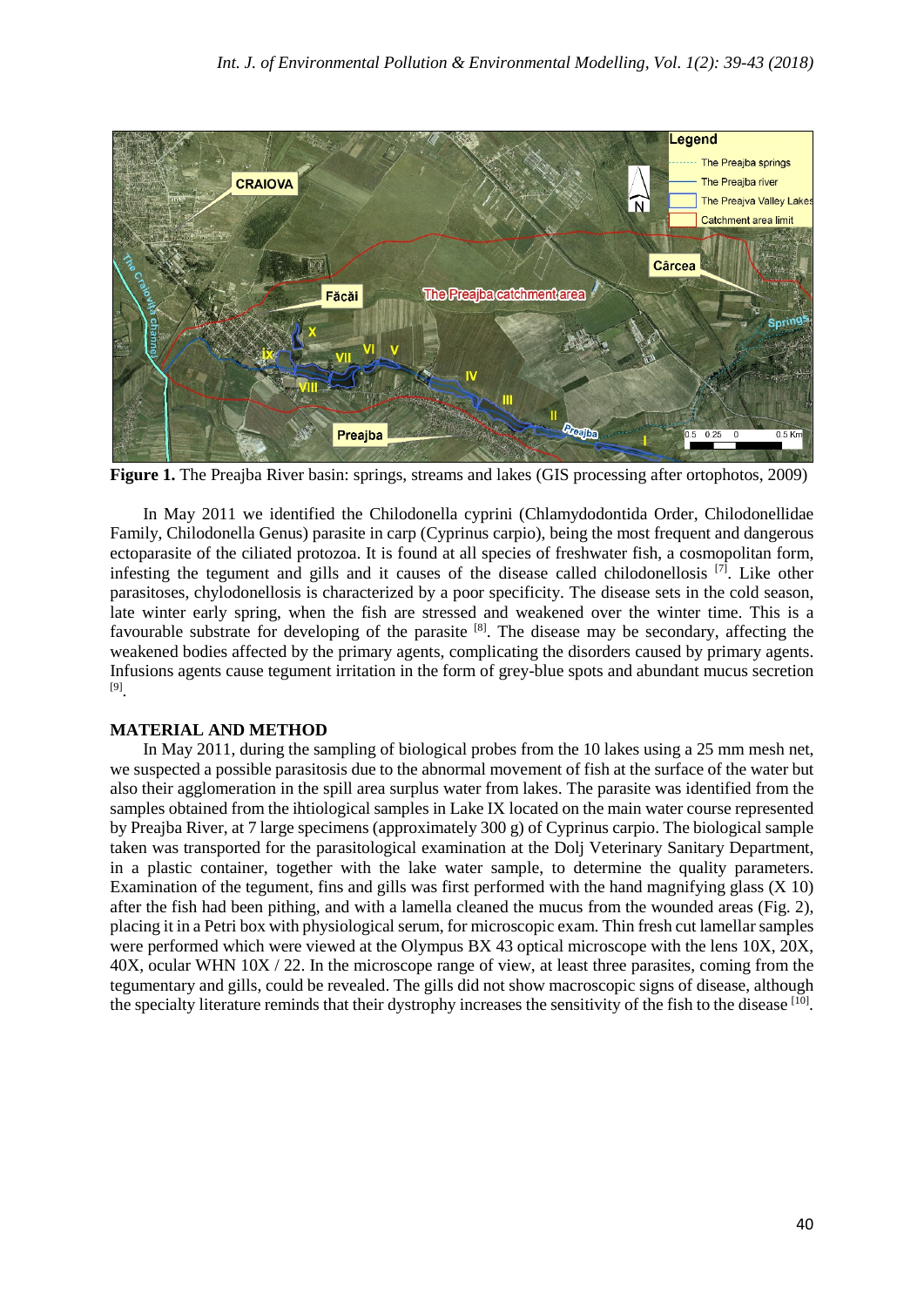**Figure 1.** The Preajba River basin: springs, streams and lakes (GIS processing after ortophotos, 2009)

In May 2011 we identified the Chilodonella cyprini (Chlamydodontida Order, Chilodonellidae Family, Chilodonella Genus) parasite in carp (Cyprinus carpio), being the most frequent and dangerous ectoparasite of the ciliated protozoa. It is found at all species of freshwater fish, a cosmopolitan form, infesting the tegument and gills and it causes of the disease called chilodonellosis [7]. Like other parasitoses, chylodonellosis is characterized by a poor specificity. The disease sets in the cold season, late winter early spring, when the fish are stressed and weakened over the winter time. This is a favourable substrate for developing of the parasite [8]. The disease may be secondary, affecting the weakened bodies affected by the primary agents, complicating the disorders caused by primary agents. Infusions agents cause tegument irritation in the form of grey-blue spots and abundant mucus secretion [9].

## MATERIAL AND METHOD

In May 2011, during the sampling of biological probes from the 10 lakes using a 25 mm mesh net, we suspected a possible parasitosis due to the abnormal movement of fish at the surface of the water but also their agglomeration in the spill area surplus water from lakes. The parasite was identified from the samples obtained from the ihtiological samples in Lake IX located on the main water course represented by Preajba River, at 7 large specimens (approximately 300 g) of Cyprinus carpio. The biological sample taken was transported for the parasitological examination at the Dolj Veterinary Sanitary Department, in a plastic container, together with the lake water sample, to determine the quality parameters. Examination of the tegument, fins and gills was first performed with the hand magnifying glass (X 10) after the fish had been pithing, and with a lamella cleaned the mucus from the wounded areas (Fig. 2), placing it in a Petri box with physiological serum, for microscopic exam. Thin fresh cut lamellar samples were performed which were viewed at the Olympus BX 43 optical microscope with the lens 10X, 20X, 40X, ocular WHN 10X / 22. In the microscope range of view, at least three parasites, coming from the tegumentary and gills, could be revealed. The gills did not show macroscopic signs of disease, although the specialty literature reminds that their dystrophy increases the sensitivity of the fish to the disease [10].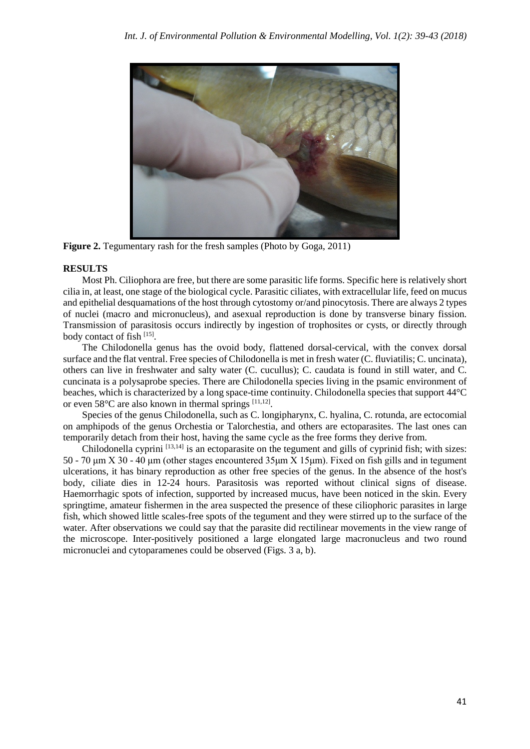Figure 2. Tegumentary rash for the fresh samples (Photo by Goga, 2011)

## RESULTS

Most Ph. Ciliophora are free, but there are some parasitic life forms. Specific here is relatively short cilia in, at least, one stage of the biological cycle. Parasitic ciliates, with extracellular life, feed on mucus and epithelial desquamations of the host through cytostomy or/and pinocytosis. There are always 2 types of nuclei (macro and micronucleus), and asexual reproduction is done by transverse binary fission. Transmission of parasitosis occurs indirectly by ingestion of trophosites or cysts, or directly through body contact of fish [15].

The Chilodonella genus has the ovoid body, flattened dorsal-cervical, with the convex dorsal surface and the flat ventral. Free species of Chilodonella is met in fresh water (C. fluviatilis; C. uncinata), others can live in freshwater and salty water (C. cucullus); C. caudata is found in still water, and C. cuncinata is a polysaprobe species. There are Chilodonella species living in the psamic environment of beaches, which is characterized by a long space-time continuity. Chilodonella species that support 44°C or even 58°C are also known in thermal springs [11,12].

Species of the genus Chilodonella, such as C. longipharynx, C. hyalina, C. rotunda, are ectocomial on amphipods of the genus Orchestia or Talorchestia, and others are ectoparasites. The last ones can temporarily detach from their host, having the same cycle as the free forms they derive from.

Chilodonella cyprini [13,14] is an ectoparasite on the tegument and gills of cyprinid fish; with sizes: 50 - 70 μm X 30 - 40 μm (other stages encountered 35μm X 15μm). Fixed on fish gills and in tegument ulcerations, it has binary reproduction as other free species of the genus. In the absence of the host's body, ciliate dies in 12-24 hours. Parasitosis was reported without clinical signs of disease. Haemorrhagic spots of infection, supported by increased mucus, have been noticed in the skin. Every springtime, amateur fishermen in the area suspected the presence of these ciliophoric parasites in large fish, which showed little scales-free spots of the tegument and they were stirred up to the surface of the water. After observations we could say that the parasite did rectilinear movements in the view range of the microscope. Inter-positively positioned a large elongated large macronucleus and two round micronuclei and cytoparamenes could be observed (Figs. 3 a, b).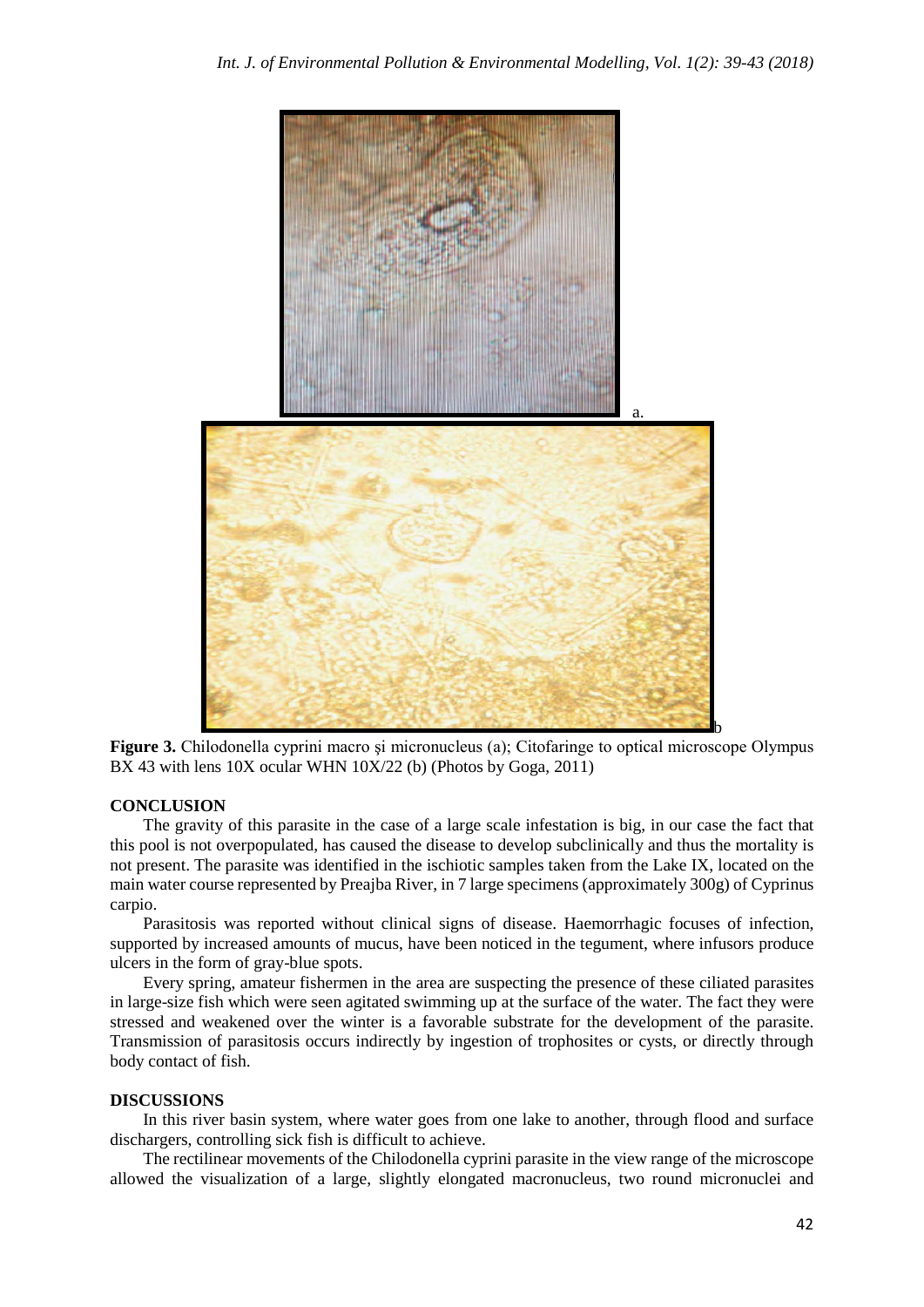Figure 3. Chilodonella cyprini macro şi micronucleus (a); Citofaringe to optical microscope Olympus BX 43 with lens 10X ocular WHN 10X/22 (b) (Photos by Goga, 2011)

## CONCLUSION

The gravity of this parasite in the case of a large scale infestation is big, in our case the fact that this pool is not overpopulated, has caused the disease to develop subclinically and thus the mortality is not present. The parasite was identified in the ischiotic samples taken from the Lake IX, located on the main water course represented by Preajba River, in 7 large specimens (approximately 300g) of Cyprinus carpio.

Parasitosis was reported without clinical signs of disease. Haemorrhagic focuses of infection, supported by increased amounts of mucus, have been noticed in the tegument, where infusors produce ulcers in the form of gray-blue spots.

Every spring, amateur fishermen in the area are suspecting the presence of these ciliated parasites in large-size fish which were seen agitated swimming up at the surface of the water. The fact they were stressed and weakened over the winter is a favorable substrate for the development of the parasite. Transmission of parasitosis occurs indirectly by ingestion of trophosites or cysts, or directly through body contact of fish.

## DISCUSSIONS

In this river basin system, where water goes from one lake to another, through flood and surface dischargers, controlling sick fish is difficult to achieve.

The rectilinear movements of the Chilodonella cyprini parasite in the view range of the microscope allowed the visualization of a large, slightly elongated macronucleus, two round micronuclei and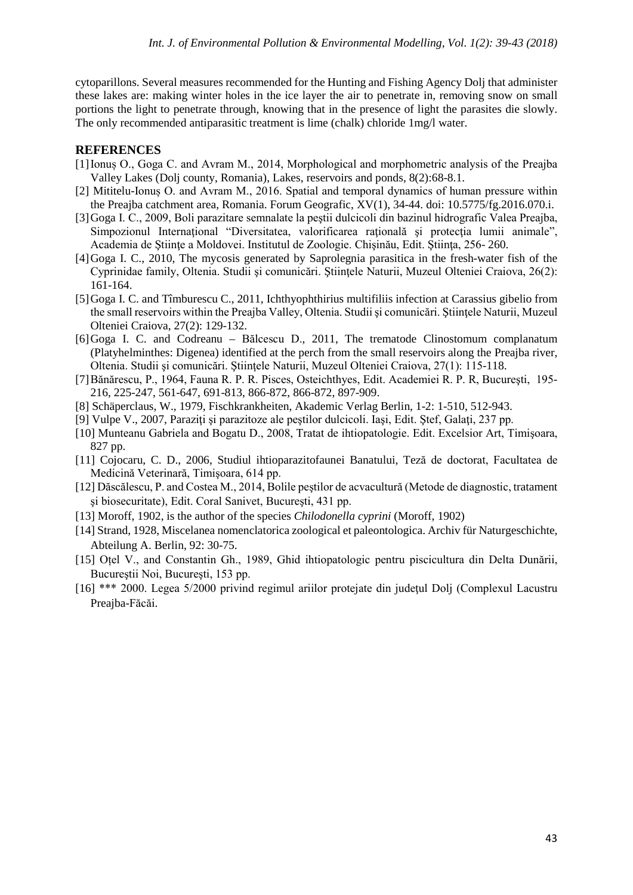cytoparillons. Several measures recommended for the Hunting and Fishing Agency Dolj that administer these lakes are: making winter holes in the ice layer the air to penetrate in, removing snow on small portions the light to penetrate through, knowing that in the presence of light the parasites die slowly. The only recommended antiparasitic treatment is lime (chalk) chloride 1mg/l water.

## REFERENCES

[1] Ionuș O., Goga C. and Avram M., 2014, Morphological and morphometric analysis of the Preajba Valley Lakes (Dolj county, Romania), Lakes, reservoirs and ponds, 8(2):68-8.1.

[2] Mititelu-Ionuș O. and Avram M., 2016. Spatial and temporal dynamics of human pressure within the Preajba catchment area, Romania. Forum Geografic, XV(1), 34-44. doi: 10.5775/fg.2016.070.i.

[3] Goga I. C., 2009, Boli parazitare semnalate la peştii dulcicoli din bazinul hidrografic Valea Preajba, Simpozionul Internațional "Diversitatea, valorificarea rațională şi protecţia lumii animale", Academia de Științe a Moldovei. Institutul de Zoologie. Chişinău, Edit. Ştiinţa, 256- 260.

[4] Goga I. C., 2010, The mycosis generated by Saprolegnia parasitica in the fresh-water fish of the Cyprinidae family, Oltenia. Studii şi comunicări. Ştiinţele Naturii, Muzeul Olteniei Craiova, 26(2): 161-164.

[5] Goga I. C. and Tîmburescu C., 2011, Ichthyophthirius multifiliis infection at Carassius gibelio from the small reservoirs within the Preajba Valley, Oltenia. Studii şi comunicări. Ştiinţele Naturii, Muzeul Olteniei Craiova, 27(2): 129-132.

[6] Goga I. C. and Codreanu – Bălcescu D., 2011, The trematode Clinostomum complanatum (Platyhelminthes: Digenea) identified at the perch from the small reservoirs along the Preajba river, Oltenia. Studii şi comunicări. Științele Naturii, Muzeul Olteniei Craiova, 27(1): 115-118.

[7] Bănărescu, P., 1964, Fauna R. P. R. Pisces, Osteichthyes, Edit. Academiei R. P. R, București, 195-216, 225-247, 561-647, 691-813, 866-872, 866-872, 897-909.

[8] Schäperclaus, W., 1979, Fischkrankheiten, Akademic Verlag Berlin, 1-2: 1-510, 512-943.

[9] Vulpe V., 2007, Paraziţi şi parazitoze ale peştilor dulcicoli. Iaşi, Edit. Ştef, Galaţi, 237 pp.

[10] Munteanu Gabriela and Bogatu D., 2008, Tratat de ihtiopatologie. Edit. Excelsior Art, Timişoara, 827 pp.

[11] Cojocaru, C. D., 2006, Studiul ihtioparazitofaunei Banatului, Teză de doctorat, Facultatea de Medicină Veterinară, Timişoara, 614 pp.

[12] Dăscălescu, P. and Costea M., 2014, Bolile peştilor de acvacultură (Metode de diagnostic, tratament şi biosecuritate), Edit. Coral Sanivet, București, 431 pp.

[13] Moroff, 1902, is the author of the species *Chilodonella cyprini* (Moroff, 1902)

[14] Strand, 1928, Miscelanea nomenclatorica zoological et paleontologica. Archiv für Naturgeschichte, Abteilung A. Berlin, 92: 30-75.

[15] Oțel V., and Constantin Gh., 1989, Ghid ihtiopatologic pentru piscicultura din Delta Dunării, Bucureştii Noi, Bucureşti, 153 pp.

[16] *** 2000. Legea 5/2000 privind regimul ariilor protejate din judeţul Dolj (Complexul Lacustru Preajba-Făcăi.